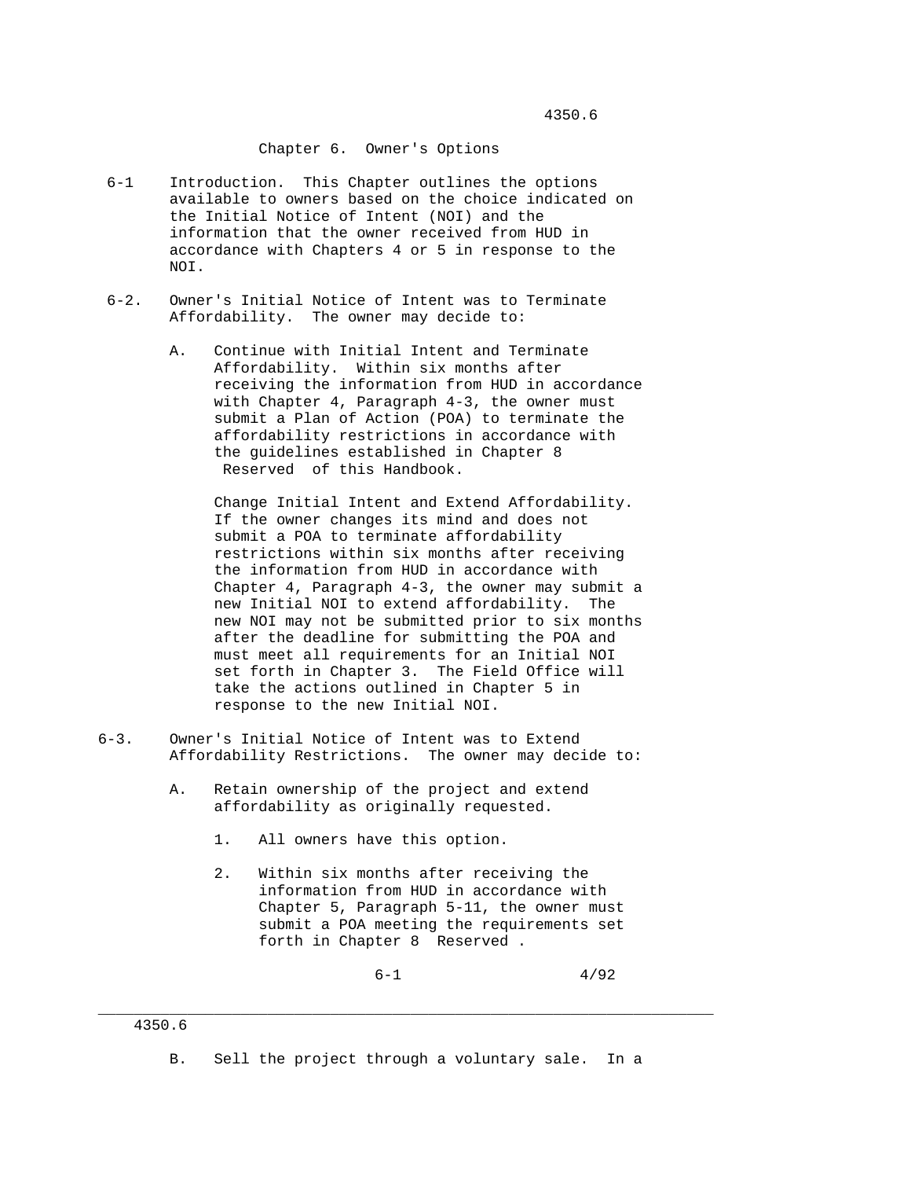# Chapter 6. Owner's Options

6-1 Introduction. This Chapter outlines the options available to owners based on the choice indicated on the Initial Notice of Intent (NOI) and the information that the owner received from HUD in accordance with Chapters 4 or 5 in response to the NOI.

6-2. Owner's Initial Notice of Intent was to Terminate Affordability. The owner may decide to:

A. Continue with Initial Intent and Terminate Affordability. Within six months after receiving the information from HUD in accordance with Chapter 4, Paragraph 4-3, the owner must submit a Plan of Action (POA) to terminate the affordability restrictions in accordance with the guidelines established in Chapter 8 Reserved of this Handbook.

Change Initial Intent and Extend Affordability. If the owner changes its mind and does not submit a POA to terminate affordability restrictions within six months after receiving the information from HUD in accordance with Chapter 4, Paragraph 4-3, the owner may submit a new Initial NOI to extend affordability. The new NOI may not be submitted prior to six months after the deadline for submitting the POA and must meet all requirements for an Initial NOI set forth in Chapter 3. The Field Office will take the actions outlined in Chapter 5 in response to the new Initial NOI.

6-3. Owner's Initial Notice of Intent was to Extend Affordability Restrictions. The owner may decide to:

A. Retain ownership of the project and extend affordability as originally requested.

1. All owners have this option.

2. Within six months after receiving the information from HUD in accordance with Chapter 5, Paragraph 5-11, the owner must submit a POA meeting the requirements set forth in Chapter 8 Reserved .

B. Sell the project through a voluntary sale. In a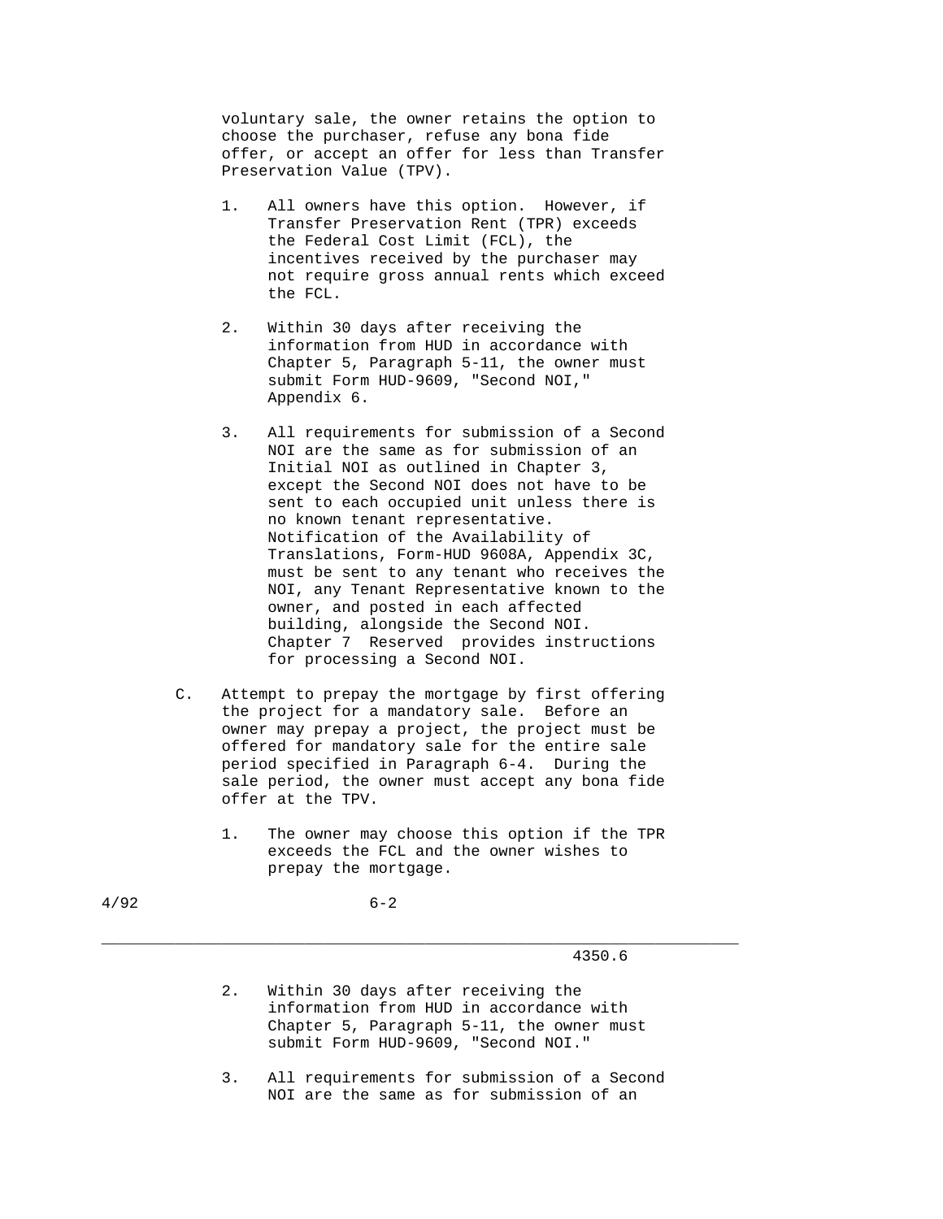voluntary sale, the owner retains the option to choose the purchaser, refuse any bona fide offer, or accept an offer for less than Transfer Preservation Value (TPV).

1. All owners have this option. However, if Transfer Preservation Rent (TPR) exceeds the Federal Cost Limit (FCL), the incentives received by the purchaser may not require gross annual rents which exceed the FCL.

2. Within 30 days after receiving the information from HUD in accordance with Chapter 5, Paragraph 5-11, the owner must submit Form HUD-9609, "Second NOI," Appendix 6.

3. All requirements for submission of a Second NOI are the same as for submission of an Initial NOI as outlined in Chapter 3, except the Second NOI does not have to be sent to each occupied unit unless there is no known tenant representative. Notification of the Availability of Translations, Form-HUD 9608A, Appendix 3C, must be sent to any tenant who receives the NOI, any Tenant Representative known to the owner, and posted in each affected building, alongside the Second NOI. Chapter 7 Reserved provides instructions for processing a Second NOI.

C. Attempt to prepay the mortgage by first offering the project for a mandatory sale. Before an owner may prepay a project, the project must be offered for mandatory sale for the entire sale period specified in Paragraph 6-4. During the sale period, the owner must accept any bona fide offer at the TPV.

1. The owner may choose this option if the TPR exceeds the FCL and the owner wishes to prepay the mortgage.

2. Within 30 days after receiving the information from HUD in accordance with Chapter 5, Paragraph 5-11, the owner must submit Form HUD-9609, "Second NOI."

3. All requirements for submission of a Second NOI are the same as for submission of an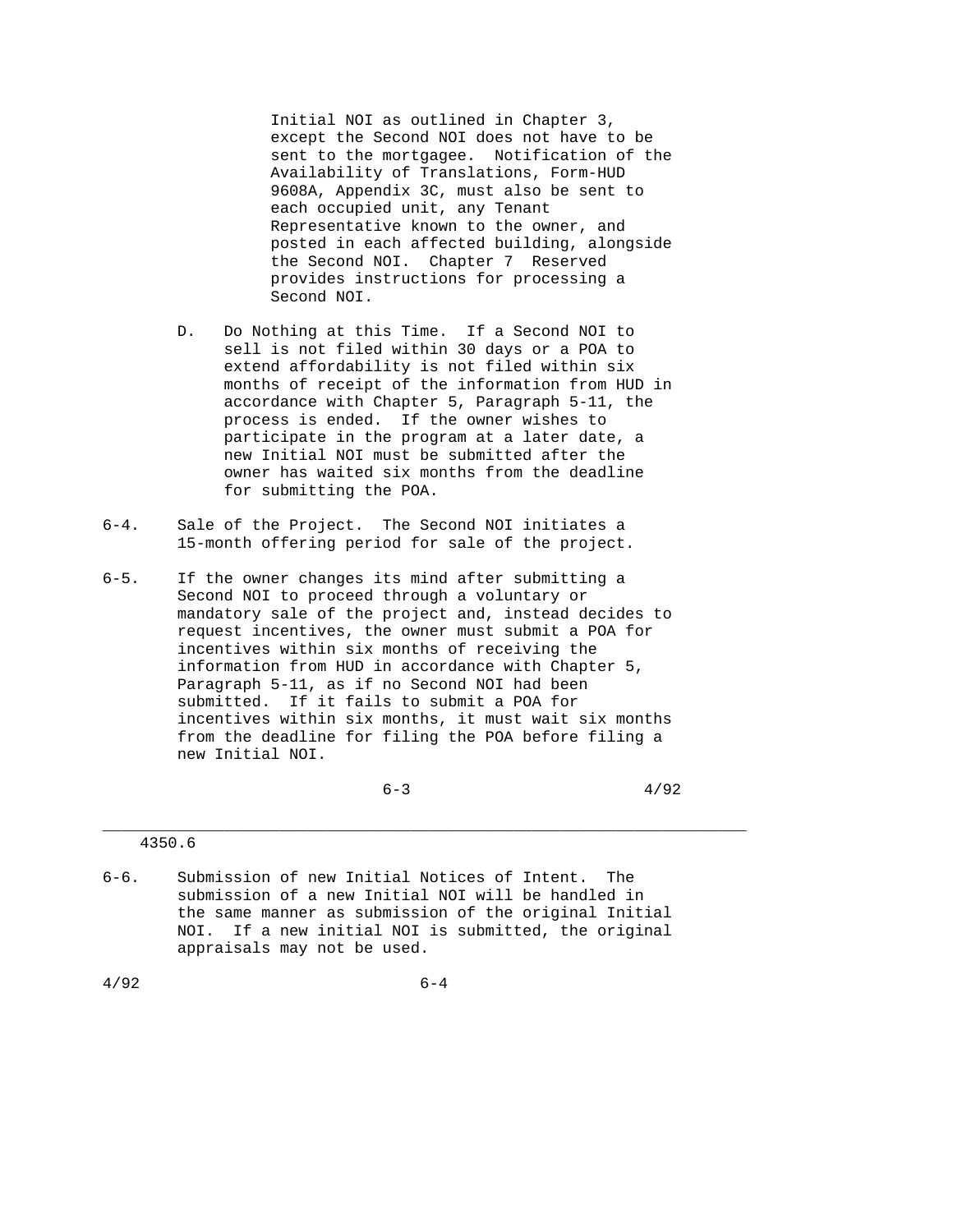Initial NOI as outlined in Chapter 3, except the Second NOI does not have to be sent to the mortgagee. Notification of the Availability of Translations, Form-HUD 9608A, Appendix 3C, must also be sent to each occupied unit, any Tenant Representative known to the owner, and posted in each affected building, alongside the Second NOI. Chapter 7 Reserved provides instructions for processing a Second NOI.

D. Do Nothing at this Time. If a Second NOI to sell is not filed within 30 days or a POA to extend affordability is not filed within six months of receipt of the information from HUD in accordance with Chapter 5, Paragraph 5-11, the process is ended. If the owner wishes to participate in the program at a later date, a new Initial NOI must be submitted after the owner has waited six months from the deadline for submitting the POA.

6-4. Sale of the Project. The Second NOI initiates a 15-month offering period for sale of the project.

6-5. If the owner changes its mind after submitting a Second NOI to proceed through a voluntary or mandatory sale of the project and, instead decides to request incentives, the owner must submit a POA for incentives within six months of receiving the information from HUD in accordance with Chapter 5, Paragraph 5-11, as if no Second NOI had been submitted. If it fails to submit a POA for incentives within six months, it must wait six months from the deadline for filing the POA before filing a new Initial NOI.

6-6. Submission of new Initial Notices of Intent. The submission of a new Initial NOI will be handled in the same manner as submission of the original Initial NOI. If a new initial NOI is submitted, the original appraisals may not be used.